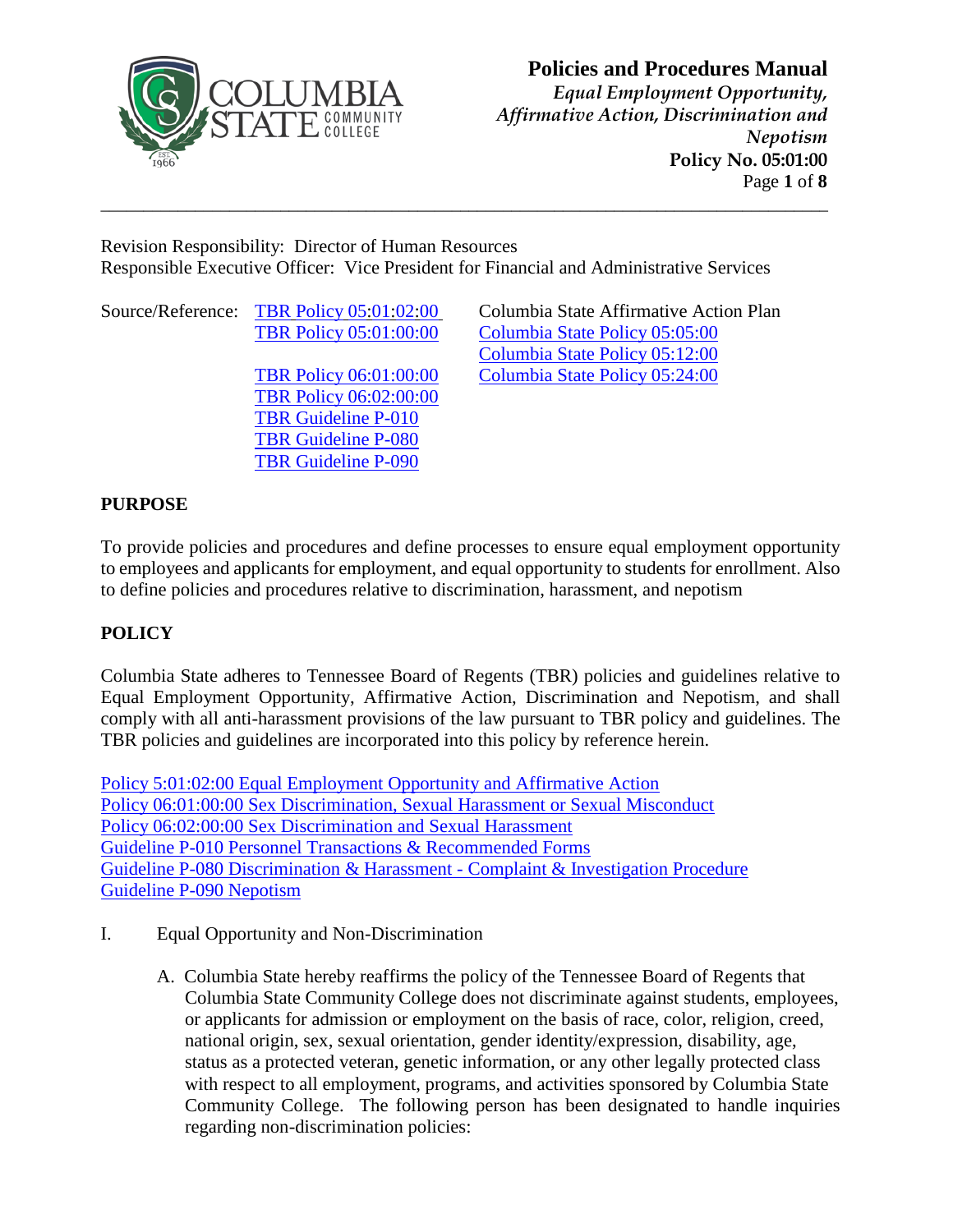# Policies and Procedures Manual

*Equal Employment Opportunity, Affirmative Action, Discrimination and Nepotism*

**Policy No. 05:01:00**

Revision Responsibility: Director of Human Resources
Responsible Executive Officer: Vice President for Financial and Administrative Services

Source/Reference:
- TBR Policy 05:01:02:00
- TBR Policy 05:01:00:00
- TBR Policy 06:01:00:00
- TBR Policy 06:02:00:00
- TBR Guideline P-010
- TBR Guideline P-080
- TBR Guideline P-090
- Columbia State Affirmative Action Plan
- Columbia State Policy 05:05:00
- Columbia State Policy 05:12:00
- Columbia State Policy 05:24:00

## PURPOSE

To provide policies and procedures and define processes to ensure equal employment opportunity to employees and applicants for employment, and equal opportunity to students for enrollment. Also to define policies and procedures relative to discrimination, harassment, and nepotism

## POLICY

Columbia State adheres to Tennessee Board of Regents (TBR) policies and guidelines relative to Equal Employment Opportunity, Affirmative Action, Discrimination and Nepotism, and shall comply with all anti-harassment provisions of the law pursuant to TBR policy and guidelines. The TBR policies and guidelines are incorporated into this policy by reference herein.

Policy 5:01:02:00 Equal Employment Opportunity and Affirmative Action
Policy 06:01:00:00 Sex Discrimination, Sexual Harassment or Sexual Misconduct
Policy 06:02:00:00 Sex Discrimination and Sexual Harassment
Guideline P-010 Personnel Transactions & Recommended Forms
Guideline P-080 Discrimination & Harassment - Complaint & Investigation Procedure
Guideline P-090 Nepotism

I. Equal Opportunity and Non-Discrimination

   A. Columbia State hereby reaffirms the policy of the Tennessee Board of Regents that Columbia State Community College does not discriminate against students, employees, or applicants for admission or employment on the basis of race, color, religion, creed, national origin, sex, sexual orientation, gender identity/expression, disability, age, status as a protected veteran, genetic information, or any other legally protected class with respect to all employment, programs, and activities sponsored by Columbia State Community College. The following person has been designated to handle inquiries regarding non-discrimination policies: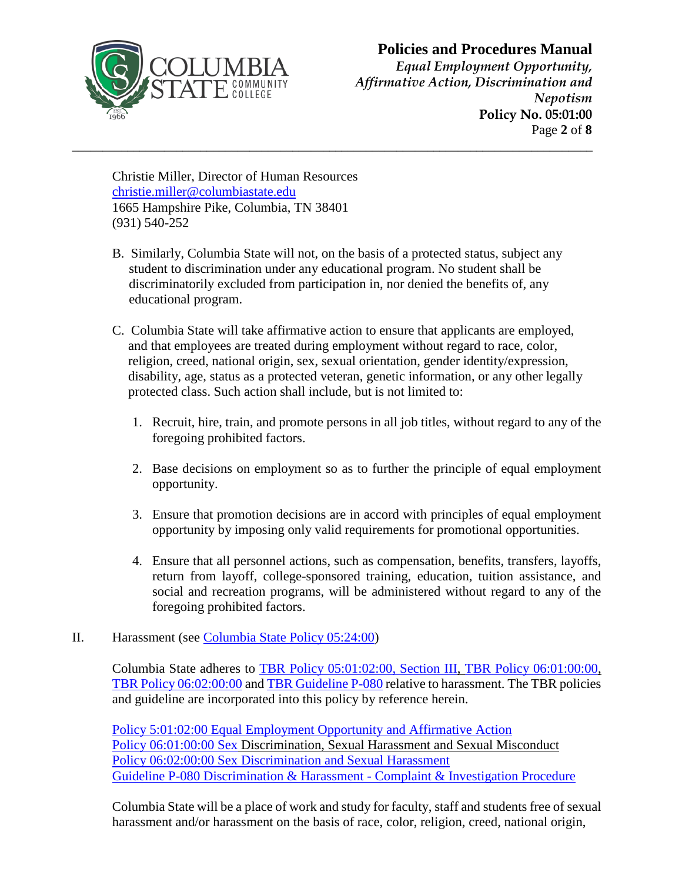Christie Miller, Director of Human Resources
christie.miller@columbiastate.edu
1665 Hampshire Pike, Columbia, TN 38401
(931) 540-252

B. Similarly, Columbia State will not, on the basis of a protected status, subject any student to discrimination under any educational program. No student shall be discriminatorily excluded from participation in, nor denied the benefits of, any educational program.

C. Columbia State will take affirmative action to ensure that applicants are employed, and that employees are treated during employment without regard to race, color, religion, creed, national origin, sex, sexual orientation, gender identity/expression, disability, age, status as a protected veteran, genetic information, or any other legally protected class. Such action shall include, but is not limited to:

1. Recruit, hire, train, and promote persons in all job titles, without regard to any of the foregoing prohibited factors.

2. Base decisions on employment so as to further the principle of equal employment opportunity.

3. Ensure that promotion decisions are in accord with principles of equal employment opportunity by imposing only valid requirements for promotional opportunities.

4. Ensure that all personnel actions, such as compensation, benefits, transfers, layoffs, return from layoff, college-sponsored training, education, tuition assistance, and social and recreation programs, will be administered without regard to any of the foregoing prohibited factors.

II. Harassment (see Columbia State Policy 05:24:00)

Columbia State adheres to TBR Policy 05:01:02:00, Section III, TBR Policy 06:01:00:00, TBR Policy 06:02:00:00 and TBR Guideline P-080 relative to harassment. The TBR policies and guideline are incorporated into this policy by reference herein.

Policy 5:01:02:00 Equal Employment Opportunity and Affirmative Action
Policy 06:01:00:00 Sex Discrimination, Sexual Harassment and Sexual Misconduct
Policy 06:02:00:00 Sex Discrimination and Sexual Harassment
Guideline P-080 Discrimination & Harassment - Complaint & Investigation Procedure

Columbia State will be a place of work and study for faculty, staff and students free of sexual harassment and/or harassment on the basis of race, color, religion, creed, national origin,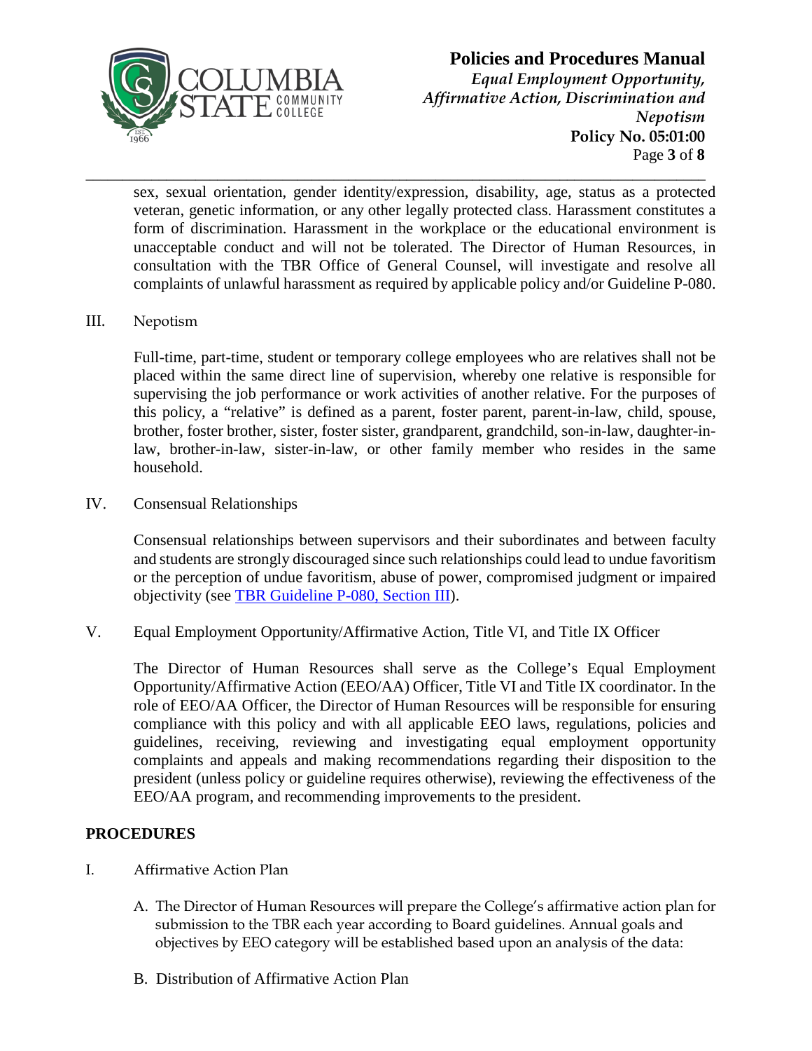sex, sexual orientation, gender identity/expression, disability, age, status as a protected veteran, genetic information, or any other legally protected class. Harassment constitutes a form of discrimination. Harassment in the workplace or the educational environment is unacceptable conduct and will not be tolerated. The Director of Human Resources, in consultation with the TBR Office of General Counsel, will investigate and resolve all complaints of unlawful harassment as required by applicable policy and/or Guideline P-080.

III. Nepotism

Full-time, part-time, student or temporary college employees who are relatives shall not be placed within the same direct line of supervision, whereby one relative is responsible for supervising the job performance or work activities of another relative. For the purposes of this policy, a "relative" is defined as a parent, foster parent, parent-in-law, child, spouse, brother, foster brother, sister, foster sister, grandparent, grandchild, son-in-law, daughter-in-law, brother-in-law, sister-in-law, or other family member who resides in the same household.

IV. Consensual Relationships

Consensual relationships between supervisors and their subordinates and between faculty and students are strongly discouraged since such relationships could lead to undue favoritism or the perception of undue favoritism, abuse of power, compromised judgment or impaired objectivity (see TBR Guideline P-080, Section III).

V. Equal Employment Opportunity/Affirmative Action, Title VI, and Title IX Officer

The Director of Human Resources shall serve as the College's Equal Employment Opportunity/Affirmative Action (EEO/AA) Officer, Title VI and Title IX coordinator. In the role of EEO/AA Officer, the Director of Human Resources will be responsible for ensuring compliance with this policy and with all applicable EEO laws, regulations, policies and guidelines, receiving, reviewing and investigating equal employment opportunity complaints and appeals and making recommendations regarding their disposition to the president (unless policy or guideline requires otherwise), reviewing the effectiveness of the EEO/AA program, and recommending improvements to the president.

## PROCEDURES

I. Affirmative Action Plan

A. The Director of Human Resources will prepare the College's affirmative action plan for submission to the TBR each year according to Board guidelines. Annual goals and objectives by EEO category will be established based upon an analysis of the data:

B. Distribution of Affirmative Action Plan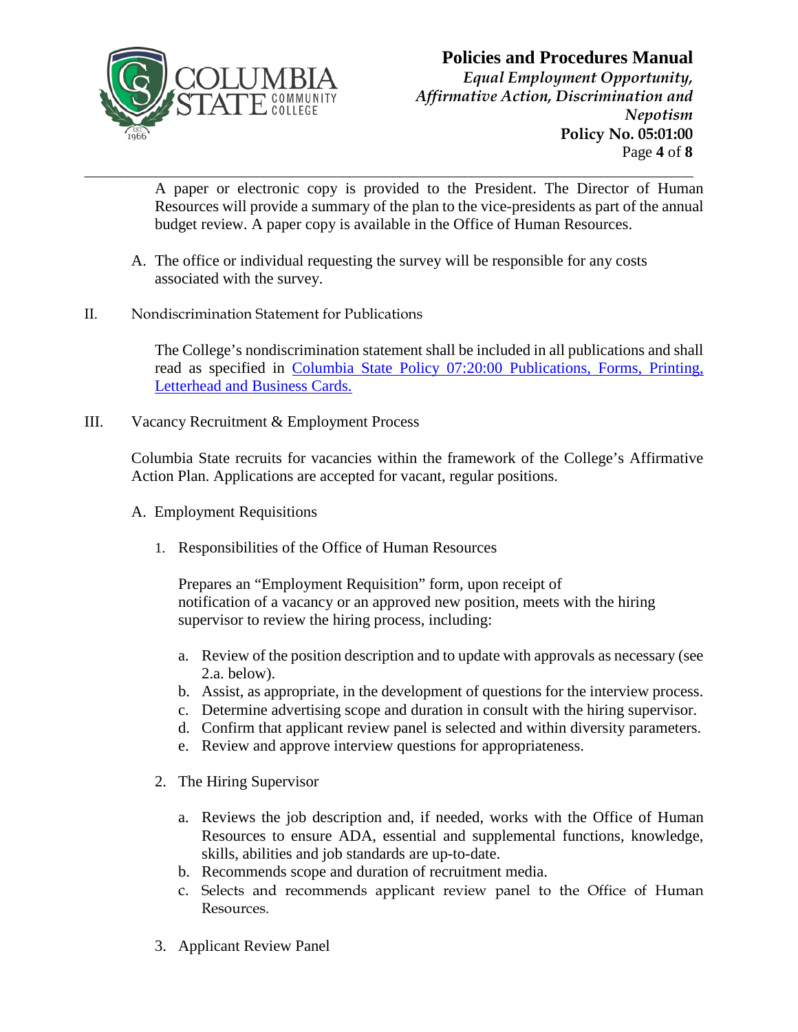A paper or electronic copy is provided to the President. The Director of Human Resources will provide a summary of the plan to the vice-presidents as part of the annual budget review. A paper copy is available in the Office of Human Resources.

A. The office or individual requesting the survey will be responsible for any costs associated with the survey.

II. Nondiscrimination Statement for Publications

The College's nondiscrimination statement shall be included in all publications and shall read as specified in [Columbia State Policy 07:20:00 Publications, Forms, Printing, Letterhead and Business Cards.]()

III. Vacancy Recruitment & Employment Process

Columbia State recruits for vacancies within the framework of the College's Affirmative Action Plan. Applications are accepted for vacant, regular positions.

A. Employment Requisitions

1. Responsibilities of the Office of Human Resources

   Prepares an "Employment Requisition" form, upon receipt of notification of a vacancy or an approved new position, meets with the hiring supervisor to review the hiring process, including:

   a. Review of the position description and to update with approvals as necessary (see 2.a. below).
   b. Assist, as appropriate, in the development of questions for the interview process.
   c. Determine advertising scope and duration in consult with the hiring supervisor.
   d. Confirm that applicant review panel is selected and within diversity parameters.
   e. Review and approve interview questions for appropriateness.

2. The Hiring Supervisor

   a. Reviews the job description and, if needed, works with the Office of Human Resources to ensure ADA, essential and supplemental functions, knowledge, skills, abilities and job standards are up-to-date.
   b. Recommends scope and duration of recruitment media.
   c. Selects and recommends applicant review panel to the Office of Human Resources.

3. Applicant Review Panel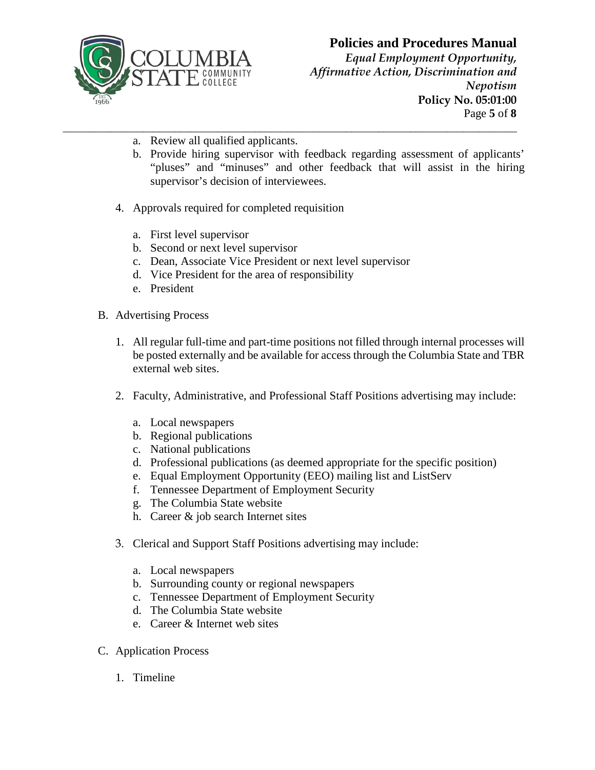a. Review all qualified applicants.
b. Provide hiring supervisor with feedback regarding assessment of applicants' "pluses" and "minuses" and other feedback that will assist in the hiring supervisor's decision of interviewees.

4. Approvals required for completed requisition

   a. First level supervisor
   b. Second or next level supervisor
   c. Dean, Associate Vice President or next level supervisor
   d. Vice President for the area of responsibility
   e. President

B. Advertising Process

   1. All regular full-time and part-time positions not filled through internal processes will be posted externally and be available for access through the Columbia State and TBR external web sites.

   2. Faculty, Administrative, and Professional Staff Positions advertising may include:

      a. Local newspapers
      b. Regional publications
      c. National publications
      d. Professional publications (as deemed appropriate for the specific position)
      e. Equal Employment Opportunity (EEO) mailing list and ListServ
      f. Tennessee Department of Employment Security
      g. The Columbia State website
      h. Career & job search Internet sites

   3. Clerical and Support Staff Positions advertising may include:

      a. Local newspapers
      b. Surrounding county or regional newspapers
      c. Tennessee Department of Employment Security
      d. The Columbia State website
      e. Career & Internet web sites

C. Application Process

   1. Timeline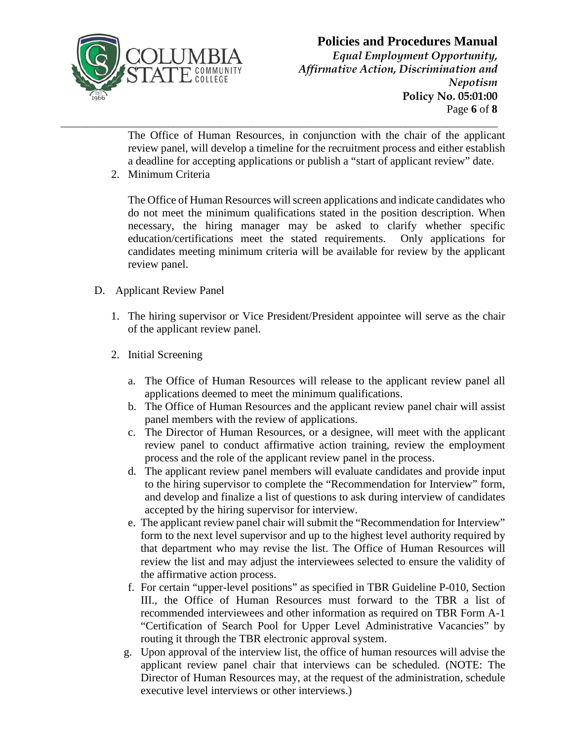The Office of Human Resources, in conjunction with the chair of the applicant review panel, will develop a timeline for the recruitment process and either establish a deadline for accepting applications or publish a "start of applicant review" date.

2. Minimum Criteria

   The Office of Human Resources will screen applications and indicate candidates who do not meet the minimum qualifications stated in the position description. When necessary, the hiring manager may be asked to clarify whether specific education/certifications meet the stated requirements. Only applications for candidates meeting minimum criteria will be available for review by the applicant review panel.

D. Applicant Review Panel

1. The hiring supervisor or Vice President/President appointee will serve as the chair of the applicant review panel.

2. Initial Screening

   a. The Office of Human Resources will release to the applicant review panel all applications deemed to meet the minimum qualifications.
   b. The Office of Human Resources and the applicant review panel chair will assist panel members with the review of applications.
   c. The Director of Human Resources, or a designee, will meet with the applicant review panel to conduct affirmative action training, review the employment process and the role of the applicant review panel in the process.
   d. The applicant review panel members will evaluate candidates and provide input to the hiring supervisor to complete the "Recommendation for Interview" form, and develop and finalize a list of questions to ask during interview of candidates accepted by the hiring supervisor for interview.
   e. The applicant review panel chair will submit the "Recommendation for Interview" form to the next level supervisor and up to the highest level authority required by that department who may revise the list. The Office of Human Resources will review the list and may adjust the interviewees selected to ensure the validity of the affirmative action process.
   f. For certain "upper-level positions" as specified in TBR Guideline P-010, Section III., the Office of Human Resources must forward to the TBR a list of recommended interviewees and other information as required on TBR Form A-1 "Certification of Search Pool for Upper Level Administrative Vacancies" by routing it through the TBR electronic approval system.
   g. Upon approval of the interview list, the office of human resources will advise the applicant review panel chair that interviews can be scheduled. (NOTE: The Director of Human Resources may, at the request of the administration, schedule executive level interviews or other interviews.)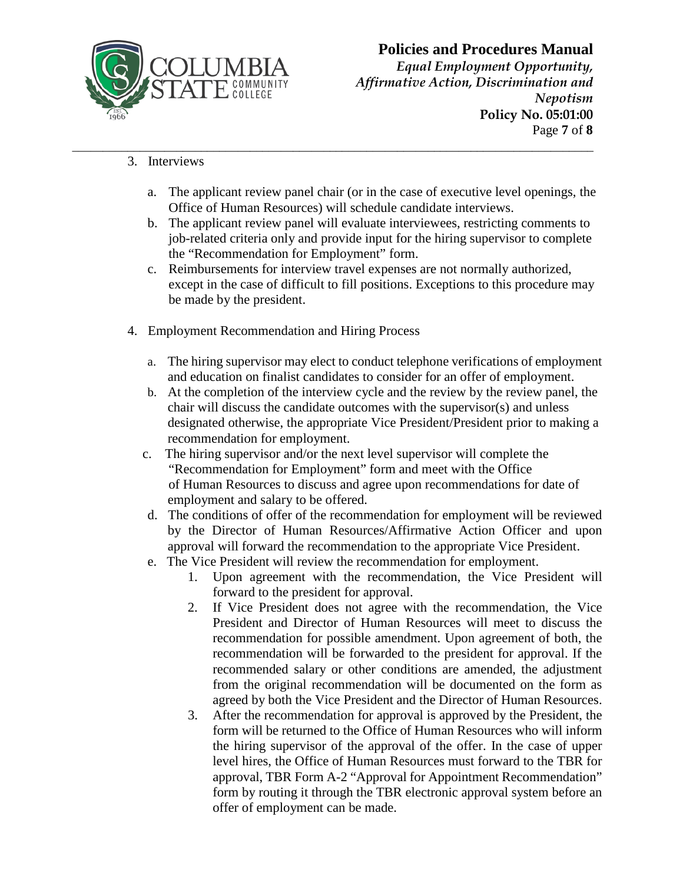3. Interviews

   a. The applicant review panel chair (or in the case of executive level openings, the Office of Human Resources) will schedule candidate interviews.
   b. The applicant review panel will evaluate interviewees, restricting comments to job-related criteria only and provide input for the hiring supervisor to complete the "Recommendation for Employment" form.
   c. Reimbursements for interview travel expenses are not normally authorized, except in the case of difficult to fill positions. Exceptions to this procedure may be made by the president.

4. Employment Recommendation and Hiring Process

   a. The hiring supervisor may elect to conduct telephone verifications of employment and education on finalist candidates to consider for an offer of employment.
   b. At the completion of the interview cycle and the review by the review panel, the chair will discuss the candidate outcomes with the supervisor(s) and unless designated otherwise, the appropriate Vice President/President prior to making a recommendation for employment.
   c. The hiring supervisor and/or the next level supervisor will complete the "Recommendation for Employment" form and meet with the Office of Human Resources to discuss and agree upon recommendations for date of employment and salary to be offered.
   d. The conditions of offer of the recommendation for employment will be reviewed by the Director of Human Resources/Affirmative Action Officer and upon approval will forward the recommendation to the appropriate Vice President.
   e. The Vice President will review the recommendation for employment.
      1. Upon agreement with the recommendation, the Vice President will forward to the president for approval.
      2. If Vice President does not agree with the recommendation, the Vice President and Director of Human Resources will meet to discuss the recommendation for possible amendment. Upon agreement of both, the recommendation will be forwarded to the president for approval. If the recommended salary or other conditions are amended, the adjustment from the original recommendation will be documented on the form as agreed by both the Vice President and the Director of Human Resources.
      3. After the recommendation for approval is approved by the President, the form will be returned to the Office of Human Resources who will inform the hiring supervisor of the approval of the offer. In the case of upper level hires, the Office of Human Resources must forward to the TBR for approval, TBR Form A-2 "Approval for Appointment Recommendation" form by routing it through the TBR electronic approval system before an offer of employment can be made.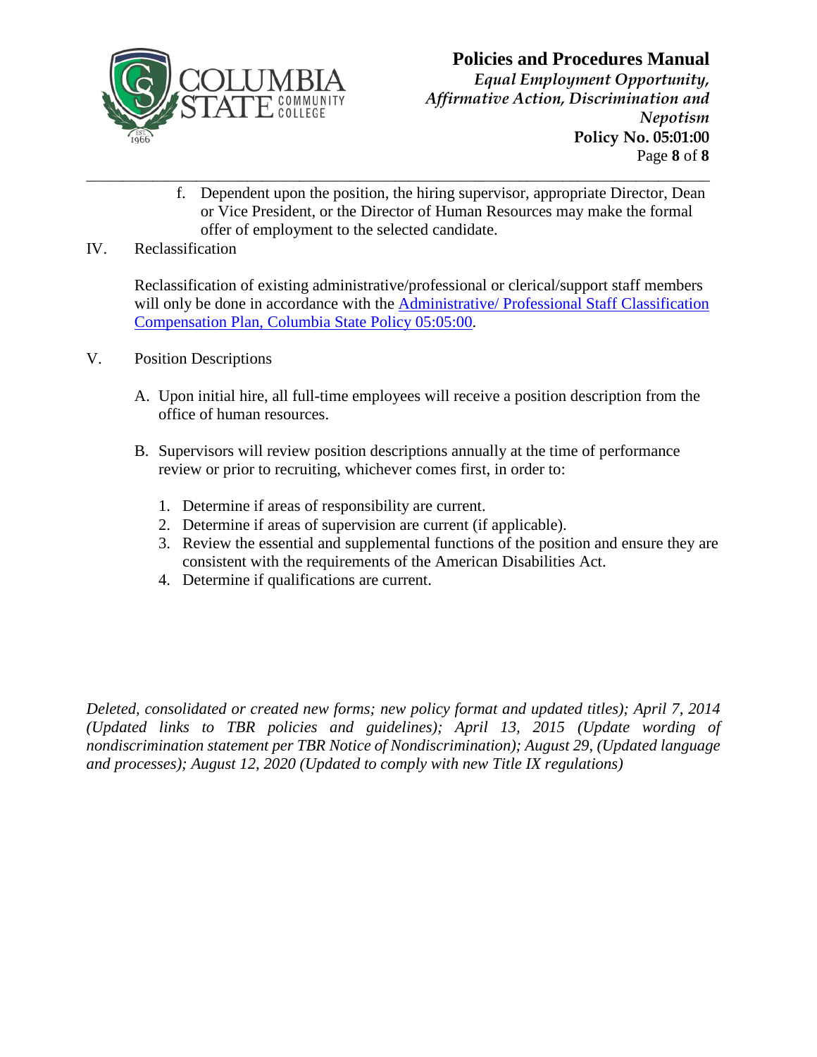f. Dependent upon the position, the hiring supervisor, appropriate Director, Dean or Vice President, or the Director of Human Resources may make the formal offer of employment to the selected candidate.

IV. Reclassification

Reclassification of existing administrative/professional or clerical/support staff members will only be done in accordance with the [Administrative/ Professional Staff Classification Compensation Plan, Columbia State Policy 05:05:00](#).

V. Position Descriptions

A. Upon initial hire, all full-time employees will receive a position description from the office of human resources.

B. Supervisors will review position descriptions annually at the time of performance review or prior to recruiting, whichever comes first, in order to:

1. Determine if areas of responsibility are current.
2. Determine if areas of supervision are current (if applicable).
3. Review the essential and supplemental functions of the position and ensure they are consistent with the requirements of the American Disabilities Act.
4. Determine if qualifications are current.

*Deleted, consolidated or created new forms; new policy format and updated titles); April 7, 2014 (Updated links to TBR policies and guidelines); April 13, 2015 (Update wording of nondiscrimination statement per TBR Notice of Nondiscrimination); August 29, (Updated language and processes); August 12, 2020 (Updated to comply with new Title IX regulations)*